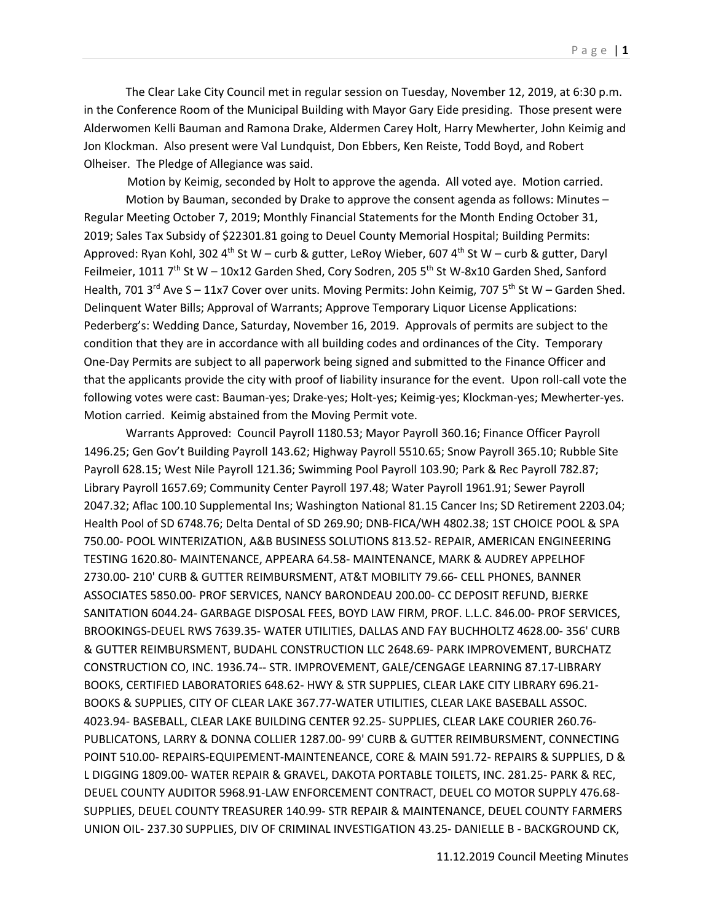The Clear Lake City Council met in regular session on Tuesday, November 12, 2019, at 6:30 p.m. in the Conference Room of the Municipal Building with Mayor Gary Eide presiding. Those present were Alderwomen Kelli Bauman and Ramona Drake, Aldermen Carey Holt, Harry Mewherter, John Keimig and Jon Klockman. Also present were Val Lundquist, Don Ebbers, Ken Reiste, Todd Boyd, and Robert Olheiser. The Pledge of Allegiance was said.

Motion by Keimig, seconded by Holt to approve the agenda. All voted aye. Motion carried.

Motion by Bauman, seconded by Drake to approve the consent agenda as follows: Minutes – Regular Meeting October 7, 2019; Monthly Financial Statements for the Month Ending October 31, 2019; Sales Tax Subsidy of $22301.81 going to Deuel County Memorial Hospital; Building Permits: Approved: Ryan Kohl, 302 4th St W – curb & gutter, LeRoy Wieber, 607 4th St W – curb & gutter, Daryl Feilmeier, 1011 7th St W – 10x12 Garden Shed, Cory Sodren, 205 5th St W-8x10 Garden Shed, Sanford Health, 701 3rd Ave S – 11x7 Cover over units. Moving Permits: John Keimig, 707 5th St W – Garden Shed. Delinquent Water Bills; Approval of Warrants; Approve Temporary Liquor License Applications: Pederberg's: Wedding Dance, Saturday, November 16, 2019. Approvals of permits are subject to the condition that they are in accordance with all building codes and ordinances of the City. Temporary One-Day Permits are subject to all paperwork being signed and submitted to the Finance Officer and that the applicants provide the city with proof of liability insurance for the event. Upon roll-call vote the following votes were cast: Bauman-yes; Drake-yes; Holt-yes; Keimig-yes; Klockman-yes; Mewherter-yes. Motion carried. Keimig abstained from the Moving Permit vote.

Warrants Approved: Council Payroll 1180.53; Mayor Payroll 360.16; Finance Officer Payroll 1496.25; Gen Gov't Building Payroll 143.62; Highway Payroll 5510.65; Snow Payroll 365.10; Rubble Site Payroll 628.15; West Nile Payroll 121.36; Swimming Pool Payroll 103.90; Park & Rec Payroll 782.87; Library Payroll 1657.69; Community Center Payroll 197.48; Water Payroll 1961.91; Sewer Payroll 2047.32; Aflac 100.10 Supplemental Ins; Washington National 81.15 Cancer Ins; SD Retirement 2203.04; Health Pool of SD 6748.76; Delta Dental of SD 269.90; DNB-FICA/WH 4802.38; 1ST CHOICE POOL & SPA 750.00- POOL WINTERIZATION, A&B BUSINESS SOLUTIONS 813.52- REPAIR, AMERICAN ENGINEERING TESTING 1620.80- MAINTENANCE, APPEARA 64.58- MAINTENANCE, MARK & AUDREY APPELHOF 2730.00- 210' CURB & GUTTER REIMBURSMENT, AT&T MOBILITY 79.66- CELL PHONES, BANNER ASSOCIATES 5850.00- PROF SERVICES, NANCY BARONDEAU 200.00- CC DEPOSIT REFUND, BJERKE SANITATION 6044.24- GARBAGE DISPOSAL FEES, BOYD LAW FIRM, PROF. L.L.C. 846.00- PROF SERVICES, BROOKINGS-DEUEL RWS 7639.35- WATER UTILITIES, DALLAS AND FAY BUCHHOLTZ 4628.00- 356' CURB & GUTTER REIMBURSMENT, BUDAHL CONSTRUCTION LLC 2648.69- PARK IMPROVEMENT, BURCHATZ CONSTRUCTION CO, INC. 1936.74-- STR. IMPROVEMENT, GALE/CENGAGE LEARNING 87.17-LIBRARY BOOKS, CERTIFIED LABORATORIES 648.62- HWY & STR SUPPLIES, CLEAR LAKE CITY LIBRARY 696.21- BOOKS & SUPPLIES, CITY OF CLEAR LAKE 367.77-WATER UTILITIES, CLEAR LAKE BASEBALL ASSOC. 4023.94- BASEBALL, CLEAR LAKE BUILDING CENTER 92.25- SUPPLIES, CLEAR LAKE COURIER 260.76- PUBLICATONS, LARRY & DONNA COLLIER 1287.00- 99' CURB & GUTTER REIMBURSMENT, CONNECTING POINT 510.00- REPAIRS-EQUIPEMENT-MAINTENEANCE, CORE & MAIN 591.72- REPAIRS & SUPPLIES, D & L DIGGING 1809.00- WATER REPAIR & GRAVEL, DAKOTA PORTABLE TOILETS, INC. 281.25- PARK & REC, DEUEL COUNTY AUDITOR 5968.91-LAW ENFORCEMENT CONTRACT, DEUEL CO MOTOR SUPPLY 476.68- SUPPLIES, DEUEL COUNTY TREASURER 140.99- STR REPAIR & MAINTENANCE, DEUEL COUNTY FARMERS UNION OIL- 237.30 SUPPLIES, DIV OF CRIMINAL INVESTIGATION 43.25- DANIELLE B - BACKGROUND CK,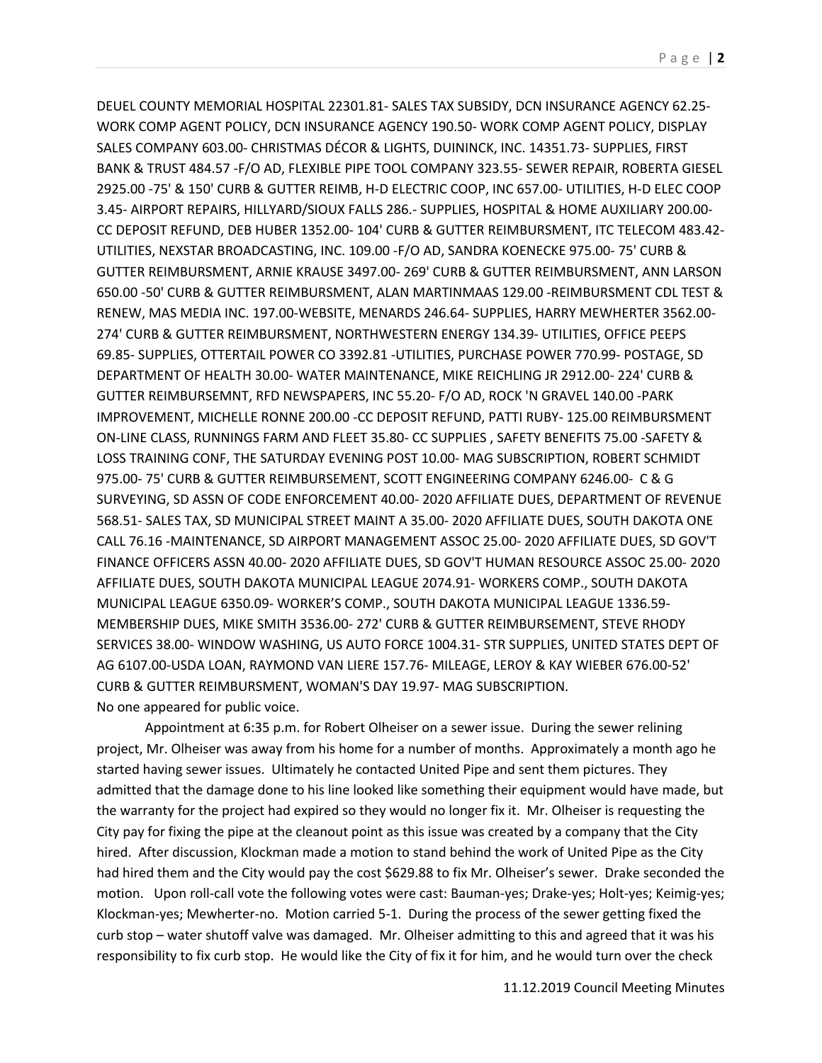DEUEL COUNTY MEMORIAL HOSPITAL 22301.81- SALES TAX SUBSIDY, DCN INSURANCE AGENCY 62.25- WORK COMP AGENT POLICY, DCN INSURANCE AGENCY 190.50- WORK COMP AGENT POLICY, DISPLAY SALES COMPANY 603.00- CHRISTMAS DÉCOR & LIGHTS, DUININCK, INC. 14351.73- SUPPLIES, FIRST BANK & TRUST 484.57 -F/O AD, FLEXIBLE PIPE TOOL COMPANY 323.55- SEWER REPAIR, ROBERTA GIESEL 2925.00 -75' & 150' CURB & GUTTER REIMB, H-D ELECTRIC COOP, INC 657.00- UTILITIES, H-D ELEC COOP 3.45- AIRPORT REPAIRS, HILLYARD/SIOUX FALLS 286.- SUPPLIES, HOSPITAL & HOME AUXILIARY 200.00- CC DEPOSIT REFUND, DEB HUBER 1352.00- 104' CURB & GUTTER REIMBURSMENT, ITC TELECOM 483.42- UTILITIES, NEXSTAR BROADCASTING, INC. 109.00 -F/O AD, SANDRA KOENECKE 975.00- 75' CURB & GUTTER REIMBURSMENT, ARNIE KRAUSE 3497.00- 269' CURB & GUTTER REIMBURSMENT, ANN LARSON 650.00 -50' CURB & GUTTER REIMBURSMENT, ALAN MARTINMAAS 129.00 -REIMBURSMENT CDL TEST & RENEW, MAS MEDIA INC. 197.00-WEBSITE, MENARDS 246.64- SUPPLIES, HARRY MEWHERTER 3562.00- 274' CURB & GUTTER REIMBURSMENT, NORTHWESTERN ENERGY 134.39- UTILITIES, OFFICE PEEPS 69.85- SUPPLIES, OTTERTAIL POWER CO 3392.81 -UTILITIES, PURCHASE POWER 770.99- POSTAGE, SD DEPARTMENT OF HEALTH 30.00- WATER MAINTENANCE, MIKE REICHLING JR 2912.00- 224' CURB & GUTTER REIMBURSEMNT, RFD NEWSPAPERS, INC 55.20- F/O AD, ROCK 'N GRAVEL 140.00 -PARK IMPROVEMENT, MICHELLE RONNE 200.00 -CC DEPOSIT REFUND, PATTI RUBY- 125.00 REIMBURSMENT ON-LINE CLASS, RUNNINGS FARM AND FLEET 35.80- CC SUPPLIES , SAFETY BENEFITS 75.00 -SAFETY & LOSS TRAINING CONF, THE SATURDAY EVENING POST 10.00- MAG SUBSCRIPTION, ROBERT SCHMIDT 975.00- 75' CURB & GUTTER REIMBURSEMENT, SCOTT ENGINEERING COMPANY 6246.00- C & G SURVEYING, SD ASSN OF CODE ENFORCEMENT 40.00- 2020 AFFILIATE DUES, DEPARTMENT OF REVENUE 568.51- SALES TAX, SD MUNICIPAL STREET MAINT A 35.00- 2020 AFFILIATE DUES, SOUTH DAKOTA ONE CALL 76.16 -MAINTENANCE, SD AIRPORT MANAGEMENT ASSOC 25.00- 2020 AFFILIATE DUES, SD GOV'T FINANCE OFFICERS ASSN 40.00- 2020 AFFILIATE DUES, SD GOV'T HUMAN RESOURCE ASSOC 25.00- 2020 AFFILIATE DUES, SOUTH DAKOTA MUNICIPAL LEAGUE 2074.91- WORKERS COMP., SOUTH DAKOTA MUNICIPAL LEAGUE 6350.09- WORKER'S COMP., SOUTH DAKOTA MUNICIPAL LEAGUE 1336.59- MEMBERSHIP DUES, MIKE SMITH 3536.00- 272' CURB & GUTTER REIMBURSEMENT, STEVE RHODY SERVICES 38.00- WINDOW WASHING, US AUTO FORCE 1004.31- STR SUPPLIES, UNITED STATES DEPT OF AG 6107.00-USDA LOAN, RAYMOND VAN LIERE 157.76- MILEAGE, LEROY & KAY WIEBER 676.00-52' CURB & GUTTER REIMBURSMENT, WOMAN'S DAY 19.97- MAG SUBSCRIPTION.

No one appeared for public voice.

Appointment at 6:35 p.m. for Robert Olheiser on a sewer issue. During the sewer relining project, Mr. Olheiser was away from his home for a number of months. Approximately a month ago he started having sewer issues. Ultimately he contacted United Pipe and sent them pictures. They admitted that the damage done to his line looked like something their equipment would have made, but the warranty for the project had expired so they would no longer fix it. Mr. Olheiser is requesting the City pay for fixing the pipe at the cleanout point as this issue was created by a company that the City hired. After discussion, Klockman made a motion to stand behind the work of United Pipe as the City had hired them and the City would pay the cost $629.88 to fix Mr. Olheiser's sewer. Drake seconded the motion. Upon roll-call vote the following votes were cast: Bauman-yes; Drake-yes; Holt-yes; Keimig-yes; Klockman-yes; Mewherter-no. Motion carried 5-1. During the process of the sewer getting fixed the curb stop – water shutoff valve was damaged. Mr. Olheiser admitting to this and agreed that it was his responsibility to fix curb stop. He would like the City of fix it for him, and he would turn over the check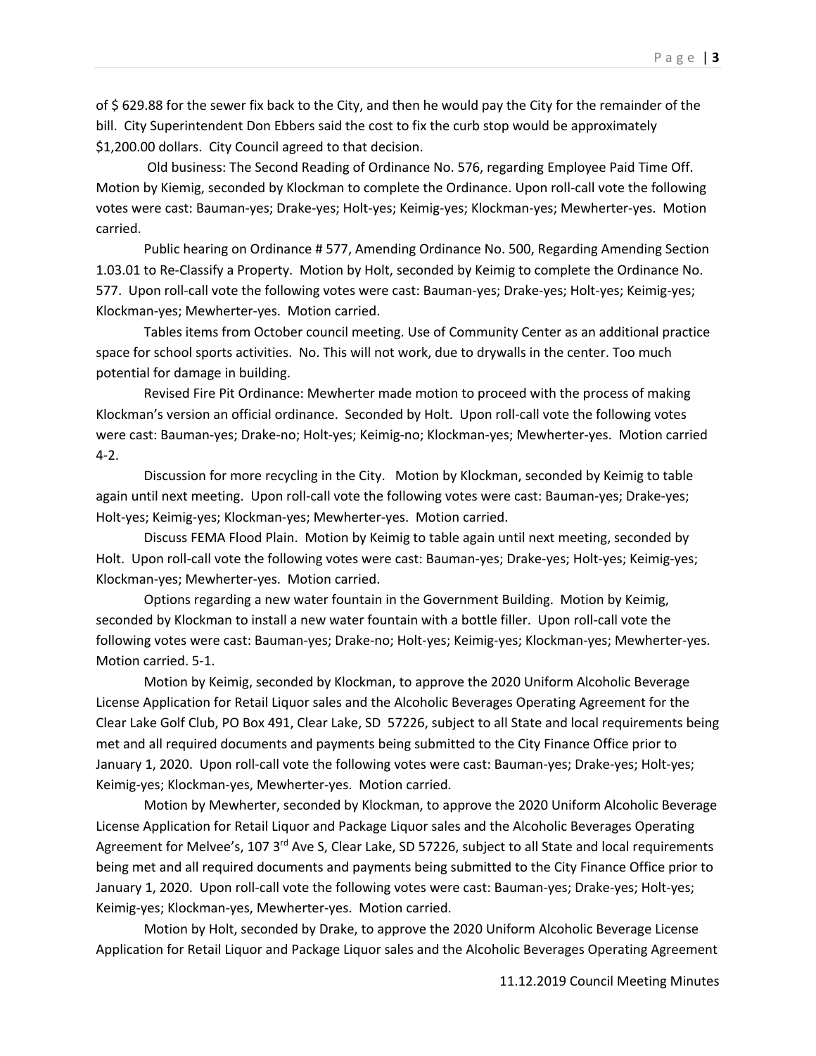of $ 629.88 for the sewer fix back to the City, and then he would pay the City for the remainder of the bill. City Superintendent Don Ebbers said the cost to fix the curb stop would be approximately $1,200.00 dollars. City Council agreed to that decision.

Old business: The Second Reading of Ordinance No. 576, regarding Employee Paid Time Off. Motion by Kiemig, seconded by Klockman to complete the Ordinance. Upon roll-call vote the following votes were cast: Bauman-yes; Drake-yes; Holt-yes; Keimig-yes; Klockman-yes; Mewherter-yes. Motion carried.

Public hearing on Ordinance # 577, Amending Ordinance No. 500, Regarding Amending Section 1.03.01 to Re-Classify a Property. Motion by Holt, seconded by Keimig to complete the Ordinance No. 577. Upon roll-call vote the following votes were cast: Bauman-yes; Drake-yes; Holt-yes; Keimig-yes; Klockman-yes; Mewherter-yes. Motion carried.

Tables items from October council meeting. Use of Community Center as an additional practice space for school sports activities. No. This will not work, due to drywalls in the center. Too much potential for damage in building.

Revised Fire Pit Ordinance: Mewherter made motion to proceed with the process of making Klockman's version an official ordinance. Seconded by Holt. Upon roll-call vote the following votes were cast: Bauman-yes; Drake-no; Holt-yes; Keimig-no; Klockman-yes; Mewherter-yes. Motion carried 4-2.

Discussion for more recycling in the City. Motion by Klockman, seconded by Keimig to table again until next meeting. Upon roll-call vote the following votes were cast: Bauman-yes; Drake-yes; Holt-yes; Keimig-yes; Klockman-yes; Mewherter-yes. Motion carried.

Discuss FEMA Flood Plain. Motion by Keimig to table again until next meeting, seconded by Holt. Upon roll-call vote the following votes were cast: Bauman-yes; Drake-yes; Holt-yes; Keimig-yes; Klockman-yes; Mewherter-yes. Motion carried.

Options regarding a new water fountain in the Government Building. Motion by Keimig, seconded by Klockman to install a new water fountain with a bottle filler. Upon roll-call vote the following votes were cast: Bauman-yes; Drake-no; Holt-yes; Keimig-yes; Klockman-yes; Mewherter-yes. Motion carried. 5-1.

Motion by Keimig, seconded by Klockman, to approve the 2020 Uniform Alcoholic Beverage License Application for Retail Liquor sales and the Alcoholic Beverages Operating Agreement for the Clear Lake Golf Club, PO Box 491, Clear Lake, SD 57226, subject to all State and local requirements being met and all required documents and payments being submitted to the City Finance Office prior to January 1, 2020. Upon roll-call vote the following votes were cast: Bauman-yes; Drake-yes; Holt-yes; Keimig-yes; Klockman-yes, Mewherter-yes. Motion carried.

Motion by Mewherter, seconded by Klockman, to approve the 2020 Uniform Alcoholic Beverage License Application for Retail Liquor and Package Liquor sales and the Alcoholic Beverages Operating Agreement for Melvee's, 107 3rd Ave S, Clear Lake, SD 57226, subject to all State and local requirements being met and all required documents and payments being submitted to the City Finance Office prior to January 1, 2020. Upon roll-call vote the following votes were cast: Bauman-yes; Drake-yes; Holt-yes; Keimig-yes; Klockman-yes, Mewherter-yes. Motion carried.

Motion by Holt, seconded by Drake, to approve the 2020 Uniform Alcoholic Beverage License Application for Retail Liquor and Package Liquor sales and the Alcoholic Beverages Operating Agreement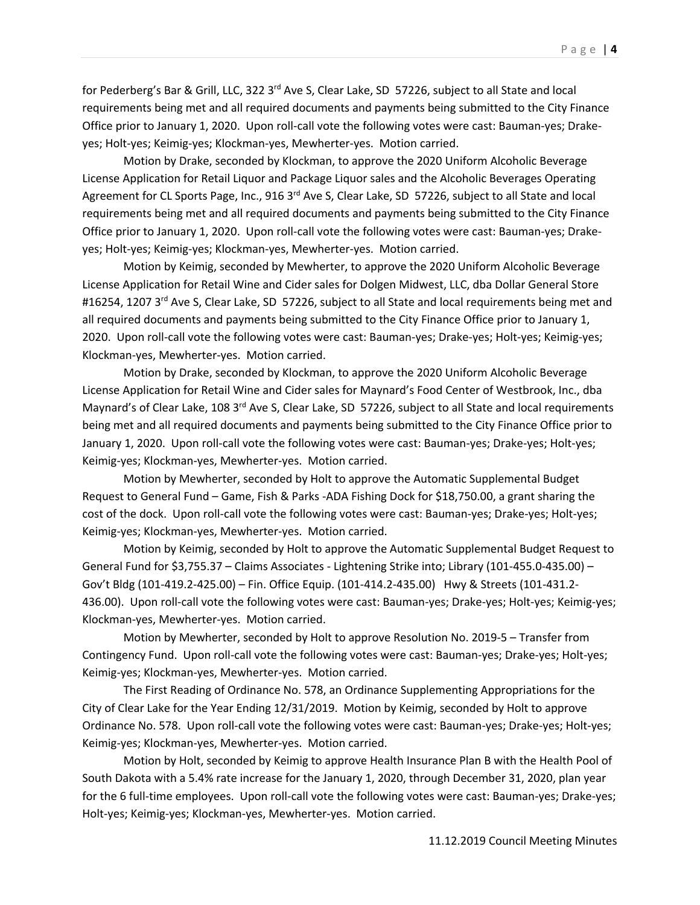for Pederberg's Bar & Grill, LLC, 322 3rd Ave S, Clear Lake, SD 57226, subject to all State and local requirements being met and all required documents and payments being submitted to the City Finance Office prior to January 1, 2020. Upon roll-call vote the following votes were cast: Bauman-yes; Drake-yes; Holt-yes; Keimig-yes; Klockman-yes, Mewherter-yes. Motion carried.

Motion by Drake, seconded by Klockman, to approve the 2020 Uniform Alcoholic Beverage License Application for Retail Liquor and Package Liquor sales and the Alcoholic Beverages Operating Agreement for CL Sports Page, Inc., 916 3rd Ave S, Clear Lake, SD 57226, subject to all State and local requirements being met and all required documents and payments being submitted to the City Finance Office prior to January 1, 2020. Upon roll-call vote the following votes were cast: Bauman-yes; Drake-yes; Holt-yes; Keimig-yes; Klockman-yes, Mewherter-yes. Motion carried.

Motion by Keimig, seconded by Mewherter, to approve the 2020 Uniform Alcoholic Beverage License Application for Retail Wine and Cider sales for Dolgen Midwest, LLC, dba Dollar General Store #16254, 1207 3rd Ave S, Clear Lake, SD 57226, subject to all State and local requirements being met and all required documents and payments being submitted to the City Finance Office prior to January 1, 2020. Upon roll-call vote the following votes were cast: Bauman-yes; Drake-yes; Holt-yes; Keimig-yes; Klockman-yes, Mewherter-yes. Motion carried.

Motion by Drake, seconded by Klockman, to approve the 2020 Uniform Alcoholic Beverage License Application for Retail Wine and Cider sales for Maynard's Food Center of Westbrook, Inc., dba Maynard's of Clear Lake, 108 3rd Ave S, Clear Lake, SD 57226, subject to all State and local requirements being met and all required documents and payments being submitted to the City Finance Office prior to January 1, 2020. Upon roll-call vote the following votes were cast: Bauman-yes; Drake-yes; Holt-yes; Keimig-yes; Klockman-yes, Mewherter-yes. Motion carried.

Motion by Mewherter, seconded by Holt to approve the Automatic Supplemental Budget Request to General Fund – Game, Fish & Parks -ADA Fishing Dock for $18,750.00, a grant sharing the cost of the dock. Upon roll-call vote the following votes were cast: Bauman-yes; Drake-yes; Holt-yes; Keimig-yes; Klockman-yes, Mewherter-yes. Motion carried.

Motion by Keimig, seconded by Holt to approve the Automatic Supplemental Budget Request to General Fund for $3,755.37 – Claims Associates - Lightening Strike into; Library (101-455.0-435.00) – Gov't Bldg (101-419.2-425.00) – Fin. Office Equip. (101-414.2-435.00) Hwy & Streets (101-431.2-436.00). Upon roll-call vote the following votes were cast: Bauman-yes; Drake-yes; Holt-yes; Keimig-yes; Klockman-yes, Mewherter-yes. Motion carried.

Motion by Mewherter, seconded by Holt to approve Resolution No. 2019-5 – Transfer from Contingency Fund. Upon roll-call vote the following votes were cast: Bauman-yes; Drake-yes; Holt-yes; Keimig-yes; Klockman-yes, Mewherter-yes. Motion carried.

The First Reading of Ordinance No. 578, an Ordinance Supplementing Appropriations for the City of Clear Lake for the Year Ending 12/31/2019. Motion by Keimig, seconded by Holt to approve Ordinance No. 578. Upon roll-call vote the following votes were cast: Bauman-yes; Drake-yes; Holt-yes; Keimig-yes; Klockman-yes, Mewherter-yes. Motion carried.

Motion by Holt, seconded by Keimig to approve Health Insurance Plan B with the Health Pool of South Dakota with a 5.4% rate increase for the January 1, 2020, through December 31, 2020, plan year for the 6 full-time employees. Upon roll-call vote the following votes were cast: Bauman-yes; Drake-yes; Holt-yes; Keimig-yes; Klockman-yes, Mewherter-yes. Motion carried.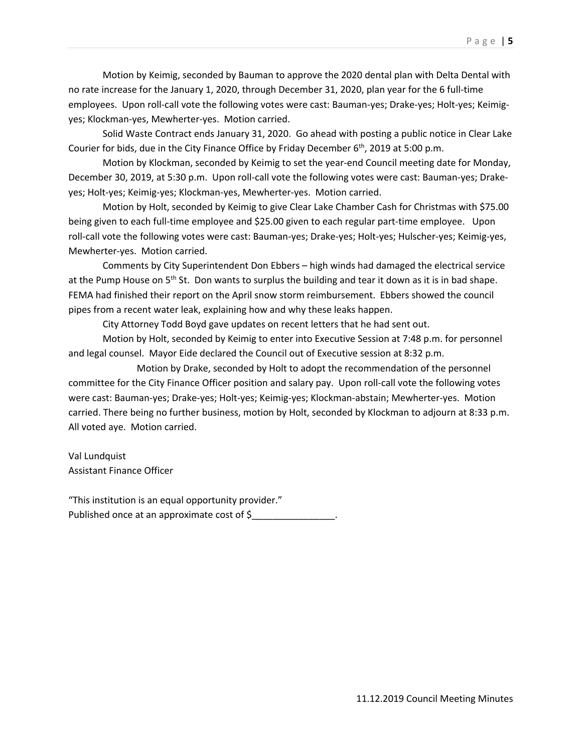Motion by Keimig, seconded by Bauman to approve the 2020 dental plan with Delta Dental with no rate increase for the January 1, 2020, through December 31, 2020, plan year for the 6 full-time employees. Upon roll-call vote the following votes were cast: Bauman-yes; Drake-yes; Holt-yes; Keimig-yes; Klockman-yes, Mewherter-yes. Motion carried.

Solid Waste Contract ends January 31, 2020. Go ahead with posting a public notice in Clear Lake Courier for bids, due in the City Finance Office by Friday December 6th, 2019 at 5:00 p.m.

Motion by Klockman, seconded by Keimig to set the year-end Council meeting date for Monday, December 30, 2019, at 5:30 p.m. Upon roll-call vote the following votes were cast: Bauman-yes; Drake-yes; Holt-yes; Keimig-yes; Klockman-yes, Mewherter-yes. Motion carried.

Motion by Holt, seconded by Keimig to give Clear Lake Chamber Cash for Christmas with $75.00 being given to each full-time employee and $25.00 given to each regular part-time employee. Upon roll-call vote the following votes were cast: Bauman-yes; Drake-yes; Holt-yes; Hulscher-yes; Keimig-yes, Mewherter-yes. Motion carried.

Comments by City Superintendent Don Ebbers – high winds had damaged the electrical service at the Pump House on 5th St. Don wants to surplus the building and tear it down as it is in bad shape. FEMA had finished their report on the April snow storm reimbursement. Ebbers showed the council pipes from a recent water leak, explaining how and why these leaks happen.

City Attorney Todd Boyd gave updates on recent letters that he had sent out.

Motion by Holt, seconded by Keimig to enter into Executive Session at 7:48 p.m. for personnel and legal counsel. Mayor Eide declared the Council out of Executive session at 8:32 p.m.

Motion by Drake, seconded by Holt to adopt the recommendation of the personnel committee for the City Finance Officer position and salary pay. Upon roll-call vote the following votes were cast: Bauman-yes; Drake-yes; Holt-yes; Keimig-yes; Klockman-abstain; Mewherter-yes. Motion carried. There being no further business, motion by Holt, seconded by Klockman to adjourn at 8:33 p.m. All voted aye. Motion carried.

Val Lundquist
Assistant Finance Officer

"This institution is an equal opportunity provider."
Published once at an approximate cost of $________________.